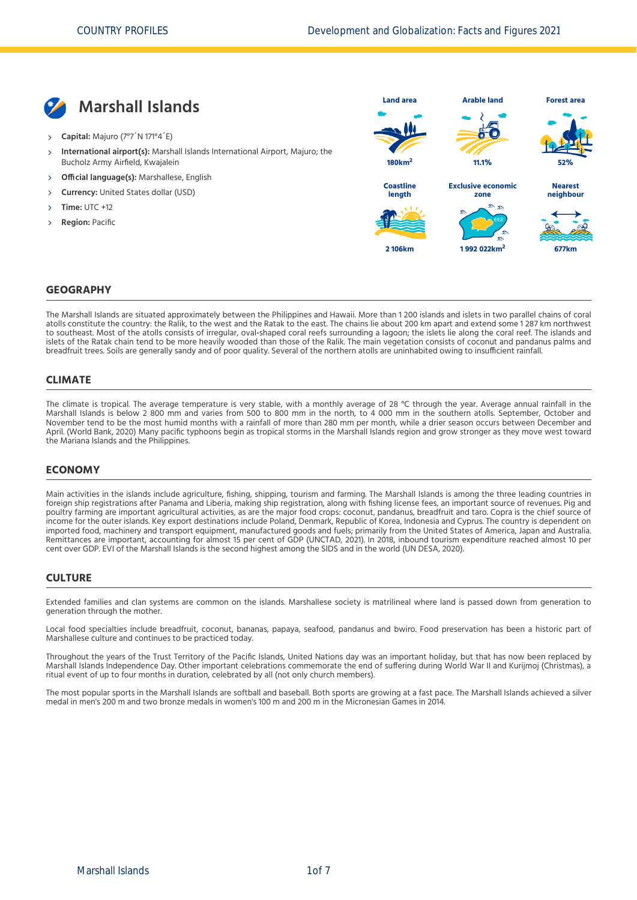# Marshall Islands

- **Capital:** Majuro (7°7´N 171°4´E)
- **International airport(s):** Marshall Islands International Airport, Majuro; the Bucholz Army Airfield, Kwajalein
- **Official language(s):** Marshallese, English
- **Currency:** United States dollar (USD)
- **Time:** UTC +12
- **Region:** Pacific

| Land area | Arable land | Forest area |
|---|---|---|
| 180km$^2$ | 11.1% | 52% |

| Coastline length | Exclusive economic zone | Nearest neighbour |
|---|---|---|
| 2 106km | 1 992 022km$^2$ | 677km |

## GEOGRAPHY

The Marshall Islands are situated approximately between the Philippines and Hawaii. More than 1 200 islands and islets in two parallel chains of coral atolls constitute the country: the Ralik, to the west and the Ratak to the east. The chains lie about 200 km apart and extend some 1 287 km northwest to southeast. Most of the atolls consists of irregular, oval-shaped coral reefs surrounding a lagoon; the islets lie along the coral reef. The islands and islets of the Ratak chain tend to be more heavily wooded than those of the Ralik. The main vegetation consists of coconut and pandanus palms and breadfruit trees. Soils are generally sandy and of poor quality. Several of the northern atolls are uninhabited owing to insufficient rainfall.

## CLIMATE

The climate is tropical. The average temperature is very stable, with a monthly average of 28 °C through the year. Average annual rainfall in the Marshall Islands is below 2 800 mm and varies from 500 to 800 mm in the north, to 4 000 mm in the southern atolls. September, October and November tend to be the most humid months with a rainfall of more than 280 mm per month, while a drier season occurs between December and April. (World Bank, 2020) Many pacific typhoons begin as tropical storms in the Marshall Islands region and grow stronger as they move west toward the Mariana Islands and the Philippines.

## ECONOMY

Main activities in the islands include agriculture, fishing, shipping, tourism and farming. The Marshall Islands is among the three leading countries in foreign ship registrations after Panama and Liberia, making ship registration, along with fishing license fees, an important source of revenues. Pig and poultry farming are important agricultural activities, as are the major food crops: coconut, pandanus, breadfruit and taro. Copra is the chief source of income for the outer islands. Key export destinations include Poland, Denmark, Republic of Korea, Indonesia and Cyprus. The country is dependent on imported food, machinery and transport equipment, manufactured goods and fuels; primarily from the United States of America, Japan and Australia. Remittances are important, accounting for almost 15 per cent of GDP (UNCTAD, 2021). In 2018, inbound tourism expenditure reached almost 10 per cent over GDP. EVI of the Marshall Islands is the second highest among the SIDS and in the world (UN DESA, 2020).

## CULTURE

Extended families and clan systems are common on the islands. Marshallese society is matrilineal where land is passed down from generation to generation through the mother.

Local food specialties include breadfruit, coconut, bananas, papaya, seafood, pandanus and bwiro. Food preservation has been a historic part of Marshallese culture and continues to be practiced today.

Throughout the years of the Trust Territory of the Pacific Islands, United Nations day was an important holiday, but that has now been replaced by Marshall Islands Independence Day. Other important celebrations commemorate the end of suffering during World War II and Kurijmoj (Christmas), a ritual event of up to four months in duration, celebrated by all (not only church members).

The most popular sports in the Marshall Islands are softball and baseball. Both sports are growing at a fast pace. The Marshall Islands achieved a silver medal in men's 200 m and two bronze medals in women's 100 m and 200 m in the Micronesian Games in 2014.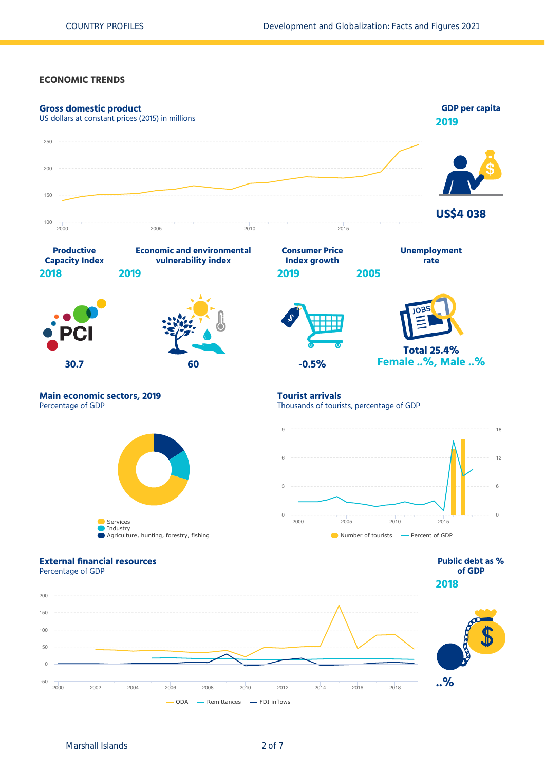## ECONOMIC TRENDS

### Gross domestic product

US dollars at constant prices (2015) in millions

250
200
150
100

2000 2005 2010 2015

### GDP per capita

**2019**

**US$4 038**

### Productive Capacity Index

**2018**

PCI

**30.7**

### Economic and environmental vulnerability index

**2019**

**60**

### Consumer Price Index growth

**2019**

**-0.5%**

### Unemployment rate

**2005**

JOBS

**Total 25.4%**

**Female ..%, Male ..%**

### Main economic sectors, 2019

Percentage of GDP

- Services
- Industry
- Agriculture, hunting, forestry, fishing

### Tourist arrivals

Thousands of tourists, percentage of GDP

9 6 3 0
18 12 6 0

2000 2005 2010 2015

- Number of tourists
- Percent of GDP

### External financial resources

Percentage of GDP

200
150
100
50
0
-50

2000 2002 2004 2006 2008 2010 2012 2014 2016 2018

- ODA
- Remittances
- FDI inflows

### Public debt as % of GDP

**2018**

**..%**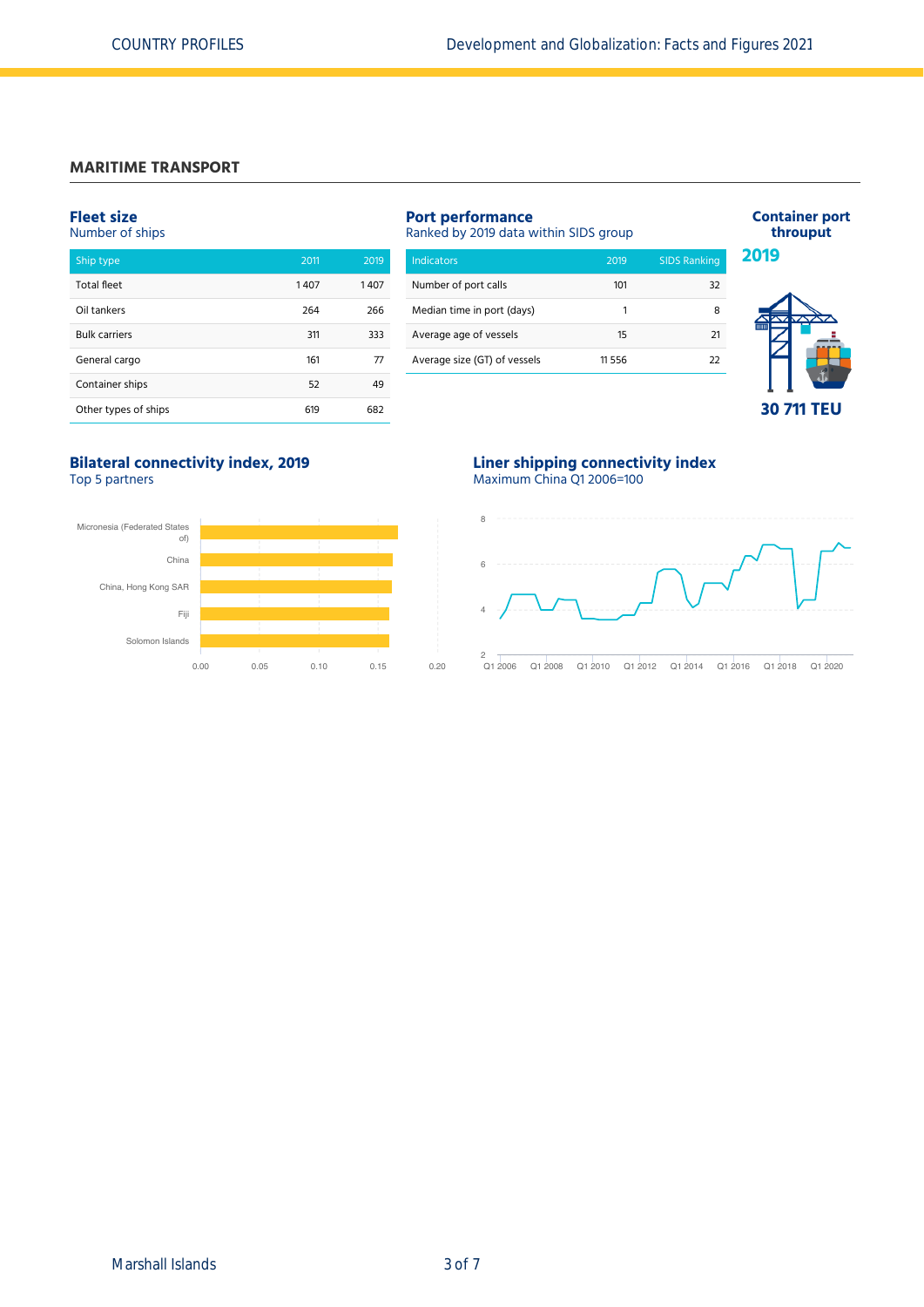## MARITIME TRANSPORT

### Fleet size
Number of ships

| Ship type | 2011 | 2019 |
|---|---|---|
| Total fleet | 1 407 | 1 407 |
| Oil tankers | 264 | 266 |
| Bulk carriers | 311 | 333 |
| General cargo | 161 | 77 |
| Container ships | 52 | 49 |
| Other types of ships | 619 | 682 |

### Port performance
Ranked by 2019 data within SIDS group

| Indicators | 2019 | SIDS Ranking |
|---|---|---|
| Number of port calls | 101 | 32 |
| Median time in port (days) | 1 | 8 |
| Average age of vessels | 15 | 21 |
| Average size (GT) of vessels | 11 556 | 22 |

### Container port throuput

**2019**

**30 711 TEU**

### Bilateral connectivity index, 2019
Top 5 partners

Micronesia (Federated States of)
China
China, Hong Kong SAR
Fiji
Solomon Islands

0.00 0.05 0.10 0.15 0.20

### Liner shipping connectivity index
Maximum China Q1 2006=100

8
6
4
2

Q1 2006 Q1 2008 Q1 2010 Q1 2012 Q1 2014 Q1 2016 Q1 2018 Q1 2020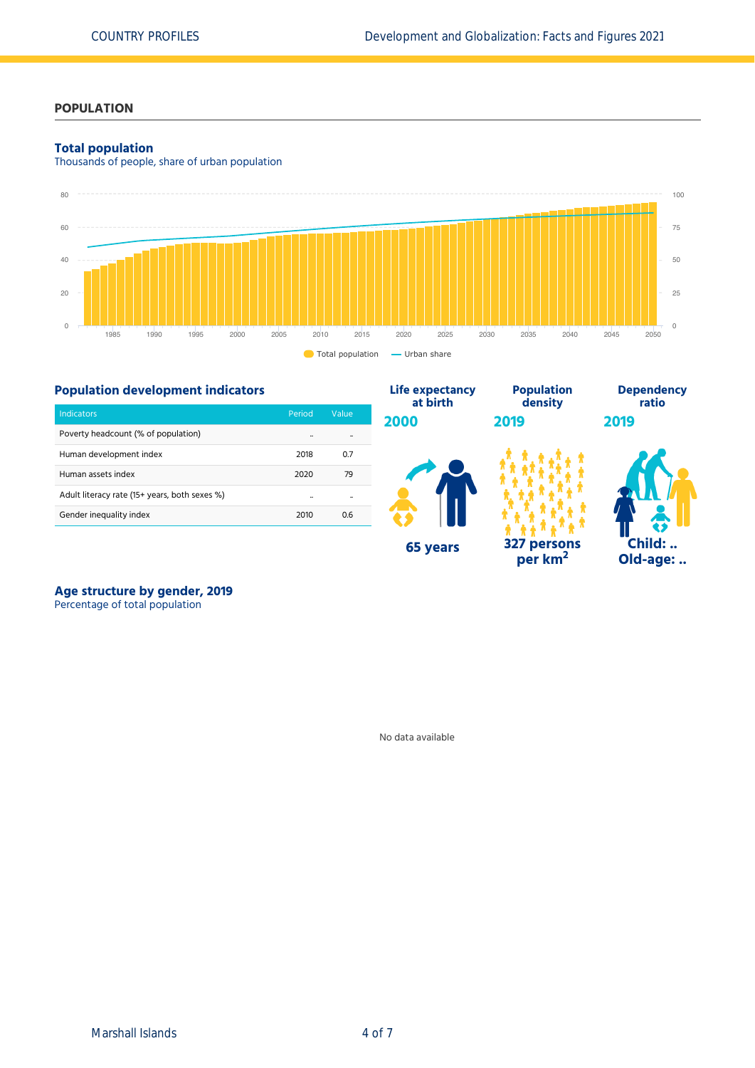## POPULATION

### Total population

Thousands of people, share of urban population

Total population — Urban share

### Population development indicators

| Indicators | Period | Value |
|---|---|---|
| Poverty headcount (% of population) | .. | .. |
| Human development index | 2018 | 0.7 |
| Human assets index | 2020 | 79 |
| Adult literacy rate (15+ years, both sexes %) | .. | .. |
| Gender inequality index | 2010 | 0.6 |

**Life expectancy at birth**
**2000**
**65 years**

**Population density**
**2019**
**327 persons per km$^2$**

**Dependency ratio**
**2019**
**Child: ..**
**Old-age: ..**

### Age structure by gender, 2019

Percentage of total population

No data available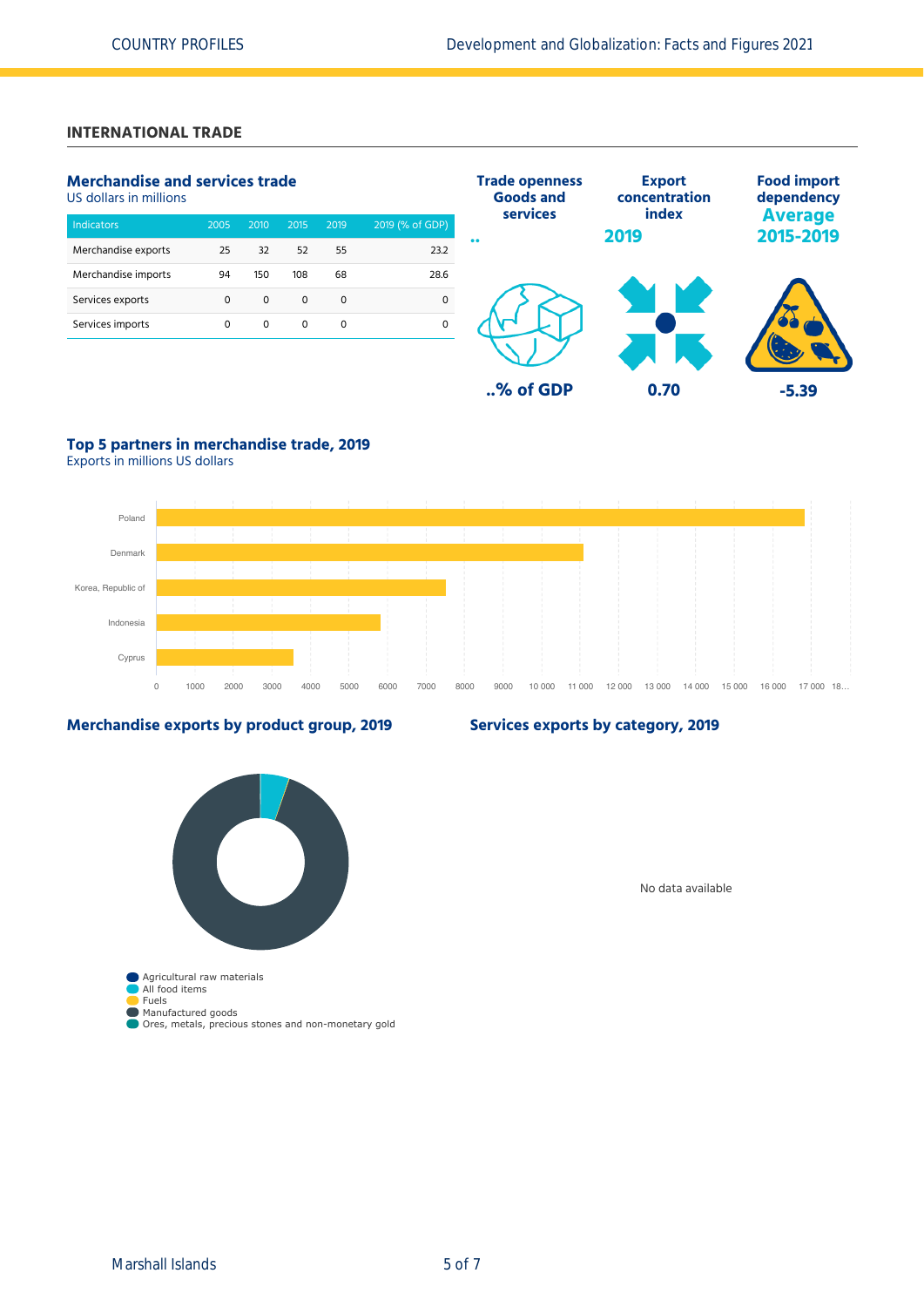## INTERNATIONAL TRADE

### Merchandise and services trade

US dollars in millions

| Indicators | 2005 | 2010 | 2015 | 2019 | 2019 (% of GDP) |
|---|---|---|---|---|---|
| Merchandise exports | 25 | 32 | 52 | 55 | 23.2 |
| Merchandise imports | 94 | 150 | 108 | 68 | 28.6 |
| Services exports | 0 | 0 | 0 | 0 | 0 |
| Services imports | 0 | 0 | 0 | 0 | 0 |

**Trade openness Goods and services**

..

**..% of GDP**

**Export concentration index**

**2019**

**0.70**

**Food import dependency**

**Average 2015-2019**

**-5.39**

### Top 5 partners in merchandise trade, 2019

Exports in millions US dollars

Poland

Denmark

Korea, Republic of

Indonesia

Cyprus

0 1000 2000 3000 4000 5000 6000 7000 8000 9000 10 000 11 000 12 000 13 000 14 000 15 000 16 000 17 000 18…

### Merchandise exports by product group, 2019

- Agricultural raw materials
- All food items
- Fuels
- Manufactured goods
- Ores, metals, precious stones and non-monetary gold

### Services exports by category, 2019

No data available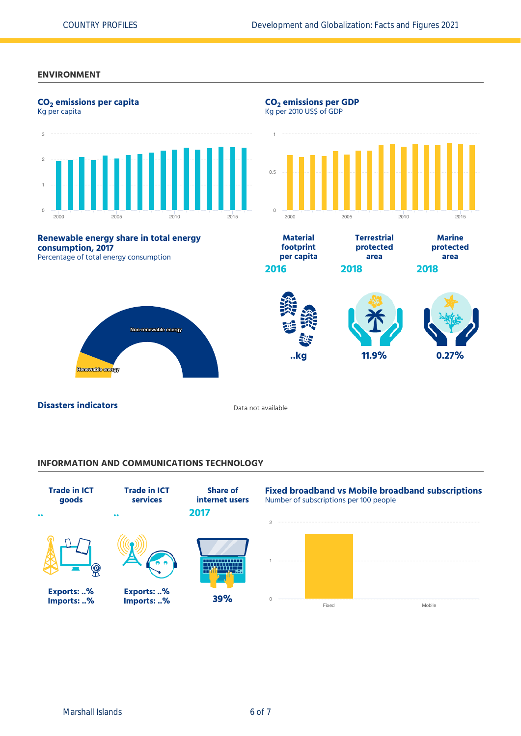## ENVIRONMENT

### $CO_2$ emissions per capita

Kg per capita

### $CO_2$ emissions per GDP

Kg per 2010 US$ of GDP

### Renewable energy share in total energy consumption, 2017

Percentage of total energy consumption

Non-renewable energy

Renewable energy

| Material footprint per capita | Terrestrial protected area | Marine protected area |
|---|---|---|
| 2016 | 2018 | 2018 |
| ..kg | 11.9% | 0.27% |

### Disasters indicators

Data not available

## INFORMATION AND COMMUNICATIONS TECHNOLOGY

| Trade in ICT goods | Trade in ICT services | Share of internet users |
|---|---|---|
| .. | .. | 2017 |
| Exports: ..% Imports: ..% | Exports: ..% Imports: ..% | 39% |

### Fixed broadband vs Mobile broadband subscriptions

Number of subscriptions per 100 people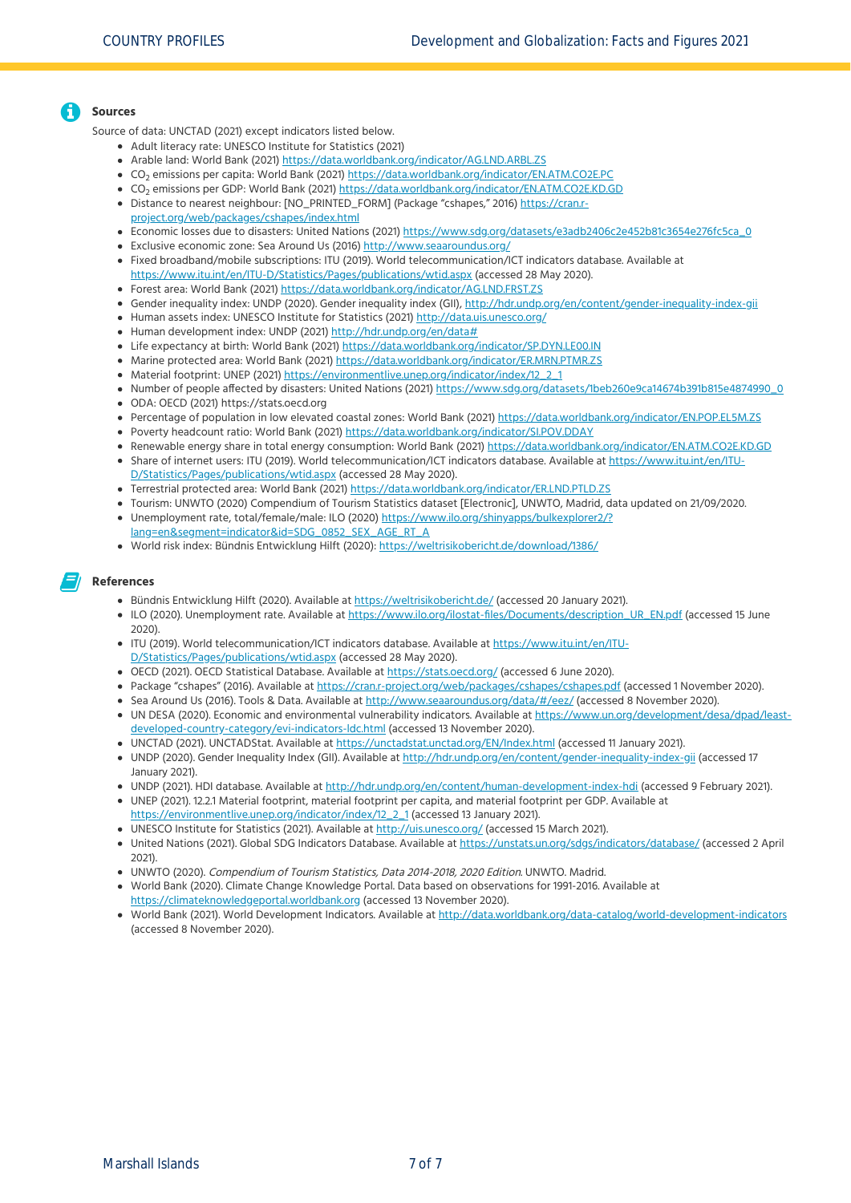## Sources

Source of data: UNCTAD (2021) except indicators listed below.

- Adult literacy rate: UNESCO Institute for Statistics (2021)
- Arable land: World Bank (2021) https://data.worldbank.org/indicator/AG.LND.ARBL.ZS
- $CO_2$ emissions per capita: World Bank (2021) https://data.worldbank.org/indicator/EN.ATM.CO2E.PC
- $CO_2$ emissions per GDP: World Bank (2021) https://data.worldbank.org/indicator/EN.ATM.CO2E.KD.GD
- Distance to nearest neighbour: [NO_PRINTED_FORM] (Package "cshapes," 2016) https://cran.r-project.org/web/packages/cshapes/index.html
- Economic losses due to disasters: United Nations (2021) https://www.sdg.org/datasets/e3adb2406c2e452b81c3654e276fc5ca_0
- Exclusive economic zone: Sea Around Us (2016) http://www.seaaroundus.org/
- Fixed broadband/mobile subscriptions: ITU (2019). World telecommunication/ICT indicators database. Available at https://www.itu.int/en/ITU-D/Statistics/Pages/publications/wtid.aspx (accessed 28 May 2020).
- Forest area: World Bank (2021) https://data.worldbank.org/indicator/AG.LND.FRST.ZS
- Gender inequality index: UNDP (2020). Gender inequality index (GII), http://hdr.undp.org/en/content/gender-inequality-index-gii
- Human assets index: UNESCO Institute for Statistics (2021) http://data.uis.unesco.org/
- Human development index: UNDP (2021) http://hdr.undp.org/en/data#
- Life expectancy at birth: World Bank (2021) https://data.worldbank.org/indicator/SP.DYN.LE00.IN
- Marine protected area: World Bank (2021) https://data.worldbank.org/indicator/ER.MRN.PTMR.ZS
- Material footprint: UNEP (2021) https://environmentlive.unep.org/indicator/index/12_2_1
- Number of people affected by disasters: United Nations (2021) https://www.sdg.org/datasets/1beb260e9ca14674b391b815e4874990_0
- ODA: OECD (2021) https://stats.oecd.org
- Percentage of population in low elevated coastal zones: World Bank (2021) https://data.worldbank.org/indicator/EN.POP.EL5M.ZS
- Poverty headcount ratio: World Bank (2021) https://data.worldbank.org/indicator/SI.POV.DDAY
- Renewable energy share in total energy consumption: World Bank (2021) https://data.worldbank.org/indicator/EN.ATM.CO2E.KD.GD
- Share of internet users: ITU (2019). World telecommunication/ICT indicators database. Available at https://www.itu.int/en/ITU-D/Statistics/Pages/publications/wtid.aspx (accessed 28 May 2020).
- Terrestrial protected area: World Bank (2021) https://data.worldbank.org/indicator/ER.LND.PTLD.ZS
- Tourism: UNWTO (2020) Compendium of Tourism Statistics dataset [Electronic], UNWTO, Madrid, data updated on 21/09/2020.
- Unemployment rate, total/female/male: ILO (2020) https://www.ilo.org/shinyapps/bulkexplorer2/?lang=en&segment=indicator&id=SDG_0852_SEX_AGE_RT_A
- World risk index: Bündnis Entwicklung Hilft (2020): https://weltrisikobericht.de/download/1386/

## References

- Bündnis Entwicklung Hilft (2020). Available at https://weltrisikobericht.de/ (accessed 20 January 2021).
- ILO (2020). Unemployment rate. Available at https://www.ilo.org/ilostat-files/Documents/description_UR_EN.pdf (accessed 15 June 2020).
- ITU (2019). World telecommunication/ICT indicators database. Available at https://www.itu.int/en/ITU-D/Statistics/Pages/publications/wtid.aspx (accessed 28 May 2020).
- OECD (2021). OECD Statistical Database. Available at https://stats.oecd.org/ (accessed 6 June 2020).
- Package "cshapes" (2016). Available at https://cran.r-project.org/web/packages/cshapes/cshapes.pdf (accessed 1 November 2020).
- Sea Around Us (2016). Tools & Data. Available at http://www.seaaroundus.org/data/#/eez/ (accessed 8 November 2020).
- UN DESA (2020). Economic and environmental vulnerability indicators. Available at https://www.un.org/development/desa/dpad/least-developed-country-category/evi-indicators-ldc.html (accessed 13 November 2020).
- UNCTAD (2021). UNCTADStat. Available at https://unctadstat.unctad.org/EN/Index.html (accessed 11 January 2021).
- UNDP (2020). Gender Inequality Index (GII). Available at http://hdr.undp.org/en/content/gender-inequality-index-gii (accessed 17 January 2021).
- UNDP (2021). HDI database. Available at http://hdr.undp.org/en/content/human-development-index-hdi (accessed 9 February 2021).
- UNEP (2021). 12.2.1 Material footprint, material footprint per capita, and material footprint per GDP. Available at https://environmentlive.unep.org/indicator/index/12_2_1 (accessed 13 January 2021).
- UNESCO Institute for Statistics (2021). Available at http://uis.unesco.org/ (accessed 15 March 2021).
- United Nations (2021). Global SDG Indicators Database. Available at https://unstats.un.org/sdgs/indicators/database/ (accessed 2 April 2021).
- UNWTO (2020). *Compendium of Tourism Statistics, Data 2014-2018, 2020 Edition*. UNWTO. Madrid.
- World Bank (2020). Climate Change Knowledge Portal. Data based on observations for 1991-2016. Available at https://climateknowledgeportal.worldbank.org (accessed 13 November 2020).
- World Bank (2021). World Development Indicators. Available at http://data.worldbank.org/data-catalog/world-development-indicators (accessed 8 November 2020).